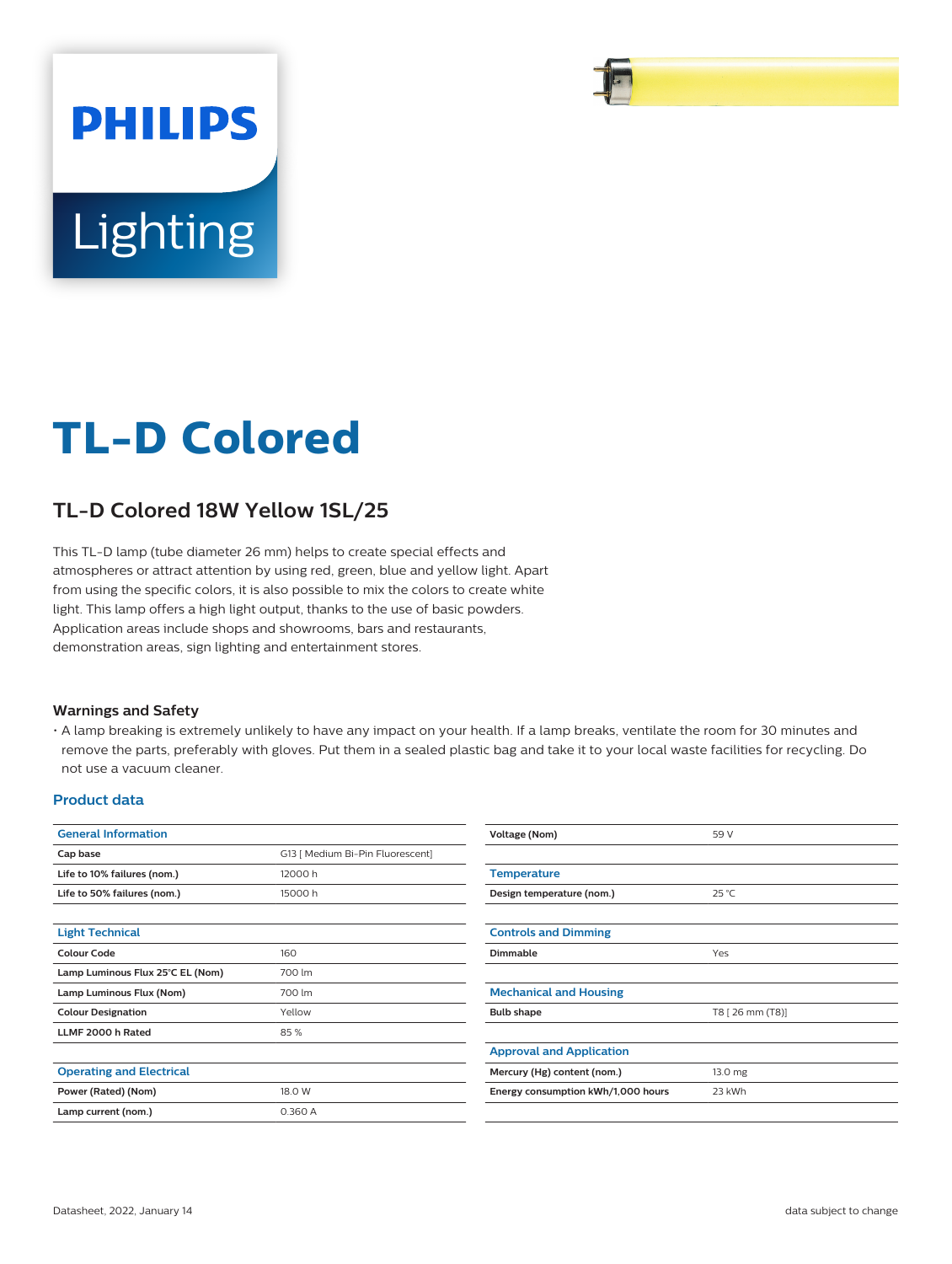PHILIPS

Lighting

# TL-D Colored

## TL-D Colored 18W Yellow 1SL/25

This TL-D lamp (tube diameter 26 mm) helps to create special effects and atmospheres or attract attention by using red, green, blue and yellow light. Apart from using the specific colors, it is also possible to mix the colors to create white light. This lamp offers a high light output, thanks to the use of basic powders. Application areas include shops and showrooms, bars and restaurants, demonstration areas, sign lighting and entertainment stores.

### Warnings and Safety

- A lamp breaking is extremely unlikely to have any impact on your health. If a lamp breaks, ventilate the room for 30 minutes and remove the parts, preferably with gloves. Put them in a sealed plastic bag and take it to your local waste facilities for recycling. Do not use a vacuum cleaner.

### Product data

| General Information | |
|---|---|
| Cap base | G13 [ Medium Bi-Pin Fluorescent] |
| Life to 10% failures (nom.) | 12000 h |
| Life to 50% failures (nom.) | 15000 h |

| Light Technical | |
|---|---|
| Colour Code | 160 |
| Lamp Luminous Flux 25°C EL (Nom) | 700 lm |
| Lamp Luminous Flux (Nom) | 700 lm |
| Colour Designation | Yellow |
| LLMF 2000 h Rated | 85 % |

| Operating and Electrical | |
|---|---|
| Power (Rated) (Nom) | 18.0 W |
| Lamp current (nom.) | 0.360 A |
| Voltage (Nom) | 59 V |

| Temperature | |
|---|---|
| Design temperature (nom.) | 25 °C |

| Controls and Dimming | |
|---|---|
| Dimmable | Yes |

| Mechanical and Housing | |
|---|---|
| Bulb shape | T8 [ 26 mm (T8)] |

| Approval and Application | |
|---|---|
| Mercury (Hg) content (nom.) | 13.0 mg |
| Energy consumption kWh/1,000 hours | 23 kWh |

Datasheet, 2022, January 14

data subject to change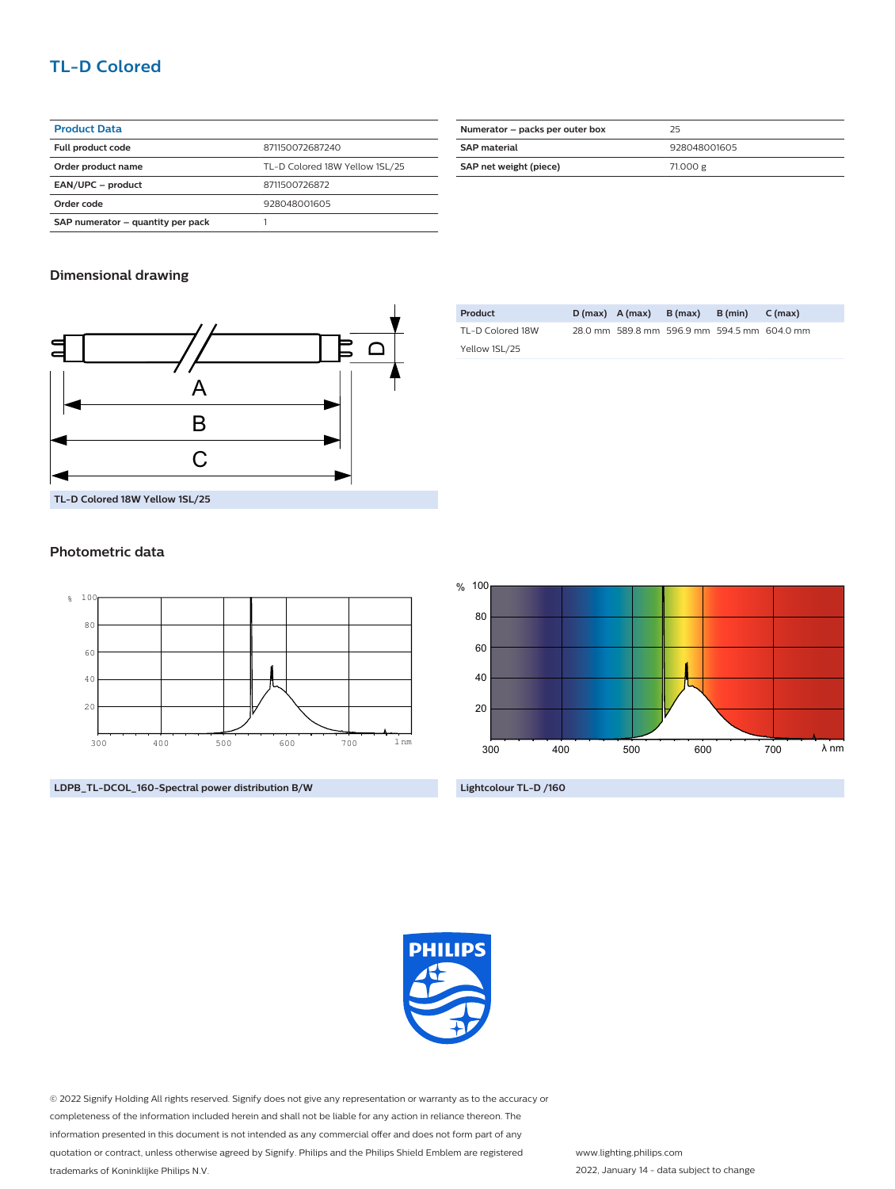# TL-D Colored

| Product Data | |
|---|---|
| Full product code | 871150072687240 |
| Order product name | TL-D Colored 18W Yellow 1SL/25 |
| EAN/UPC – product | 8711500726872 |
| Order code | 928048001605 |
| SAP numerator – quantity per pack | 1 |

| | |
|---|---|
| Numerator – packs per outer box | 25 |
| SAP material | 928048001605 |
| SAP net weight (piece) | 71.000 g |

## Dimensional drawing

A
B
C
D

TL-D Colored 18W Yellow 1SL/25

| Product | D (max) | A (max) | B (max) | B (min) | C (max) |
|---|---|---|---|---|---|
| TL-D Colored 18W Yellow 1SL/25 | 28.0 mm | 589.8 mm | 596.9 mm | 594.5 mm | 604.0 mm |

## Photometric data

%
100
80
60
40
20
300 400 500 600 700 λ nm

LDPB_TL-DCOL_160-Spectral power distribution B/W

%
100
80
60
40
20
300 400 500 600 700 λ nm

Lightcolour TL-D /160

© 2022 Signify Holding All rights reserved. Signify does not give any representation or warranty as to the accuracy or completeness of the information included herein and shall not be liable for any action in reliance thereon. The information presented in this document is not intended as any commercial offer and does not form part of any quotation or contract, unless otherwise agreed by Signify. Philips and the Philips Shield Emblem are registered trademarks of Koninklijke Philips N.V.

www.lighting.philips.com
2022, January 14 - data subject to change